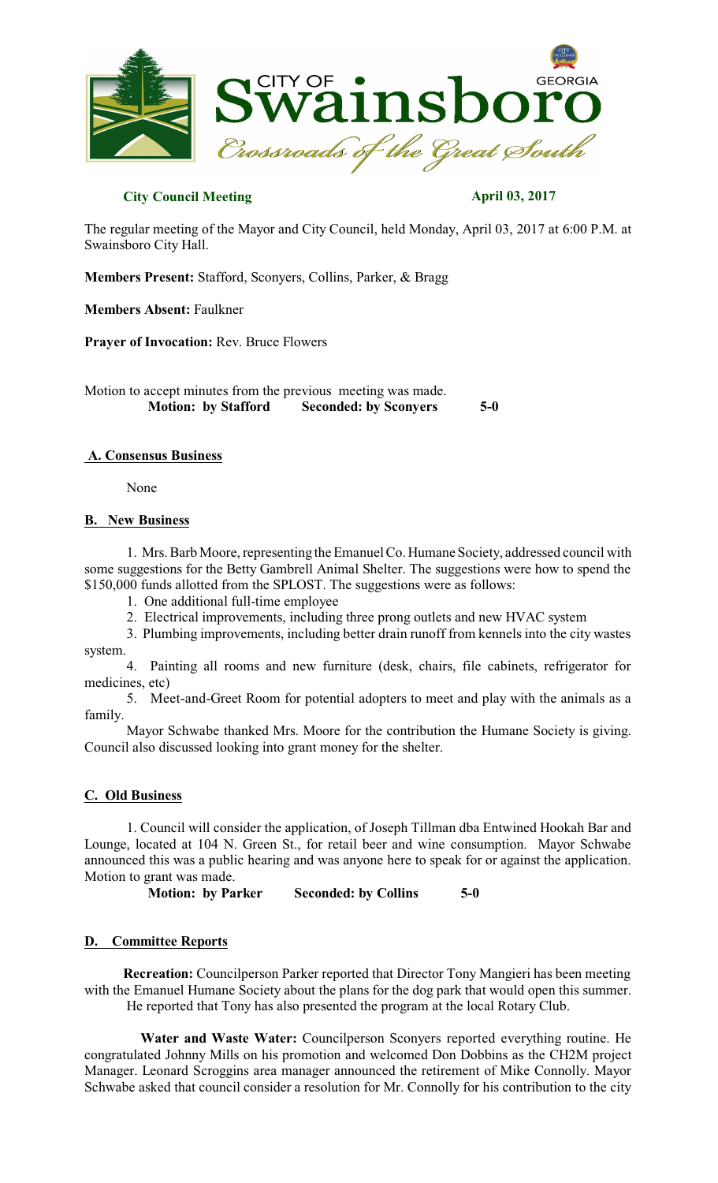**City Council Meeting** **April 03, 2017**

The regular meeting of the Mayor and City Council, held Monday, April 03, 2017 at 6:00 P.M. at Swainsboro City Hall.

**Members Present:** Stafford, Sconyers, Collins, Parker, & Bragg

**Members Absent:** Faulkner

**Prayer of Invocation:** Rev. Bruce Flowers

Motion to accept minutes from the previous meeting was made.
**Motion: by Stafford Seconded: by Sconyers 5-0**

## A. Consensus Business

None

## B. New Business

1. Mrs. Barb Moore, representing the Emanuel Co. Humane Society, addressed council with some suggestions for the Betty Gambrell Animal Shelter. The suggestions were how to spend the $150,000 funds allotted from the SPLOST. The suggestions were as follows:

1. One additional full-time employee
2. Electrical improvements, including three prong outlets and new HVAC system
3. Plumbing improvements, including better drain runoff from kennels into the city wastes system.
4. Painting all rooms and new furniture (desk, chairs, file cabinets, refrigerator for medicines, etc)
5. Meet-and-Greet Room for potential adopters to meet and play with the animals as a family.

Mayor Schwabe thanked Mrs. Moore for the contribution the Humane Society is giving. Council also discussed looking into grant money for the shelter.

## C. Old Business

1. Council will consider the application, of Joseph Tillman dba Entwined Hookah Bar and Lounge, located at 104 N. Green St., for retail beer and wine consumption. Mayor Schwabe announced this was a public hearing and was anyone here to speak for or against the application. Motion to grant was made.

**Motion: by Parker Seconded: by Collins 5-0**

## D. Committee Reports

**Recreation:** Councilperson Parker reported that Director Tony Mangieri has been meeting with the Emanuel Humane Society about the plans for the dog park that would open this summer. He reported that Tony has also presented the program at the local Rotary Club.

**Water and Waste Water:** Councilperson Sconyers reported everything routine. He congratulated Johnny Mills on his promotion and welcomed Don Dobbins as the CH2M project Manager. Leonard Scroggins area manager announced the retirement of Mike Connolly. Mayor Schwabe asked that council consider a resolution for Mr. Connolly for his contribution to the city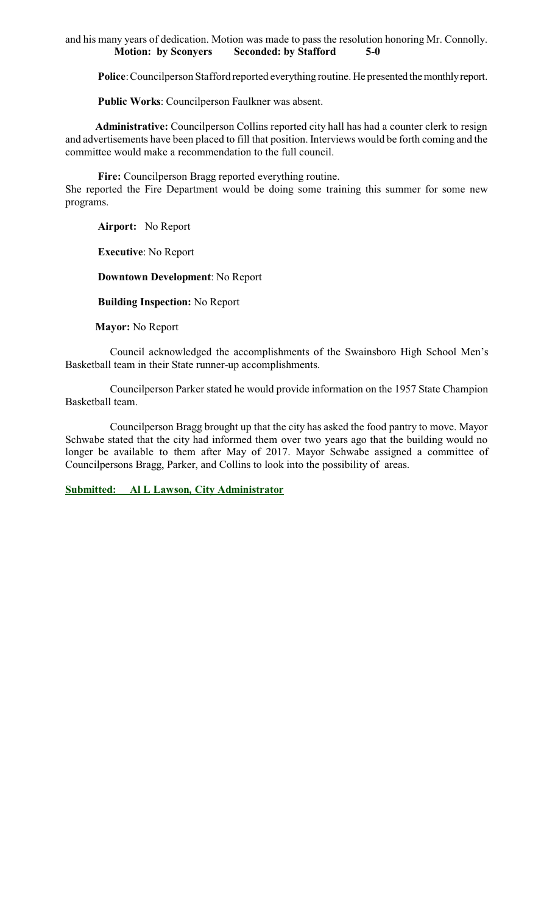and his many years of dedication. Motion was made to pass the resolution honoring Mr. Connolly.
**Motion: by Sconyers Seconded: by Stafford 5-0**

**Police**: Councilperson Stafford reported everything routine. He presented the monthly report.

**Public Works**: Councilperson Faulkner was absent.

**Administrative:** Councilperson Collins reported city hall has had a counter clerk to resign and advertisements have been placed to fill that position. Interviews would be forth coming and the committee would make a recommendation to the full council.

**Fire:** Councilperson Bragg reported everything routine.
She reported the Fire Department would be doing some training this summer for some new programs.

**Airport:** No Report

**Executive**: No Report

**Downtown Development**: No Report

**Building Inspection:** No Report

**Mayor:** No Report

Council acknowledged the accomplishments of the Swainsboro High School Men's Basketball team in their State runner-up accomplishments.

Councilperson Parker stated he would provide information on the 1957 State Champion Basketball team.

Councilperson Bragg brought up that the city has asked the food pantry to move. Mayor Schwabe stated that the city had informed them over two years ago that the building would no longer be available to them after May of 2017. Mayor Schwabe assigned a committee of Councilpersons Bragg, Parker, and Collins to look into the possibility of areas.

**Submitted: Al L Lawson, City Administrator**